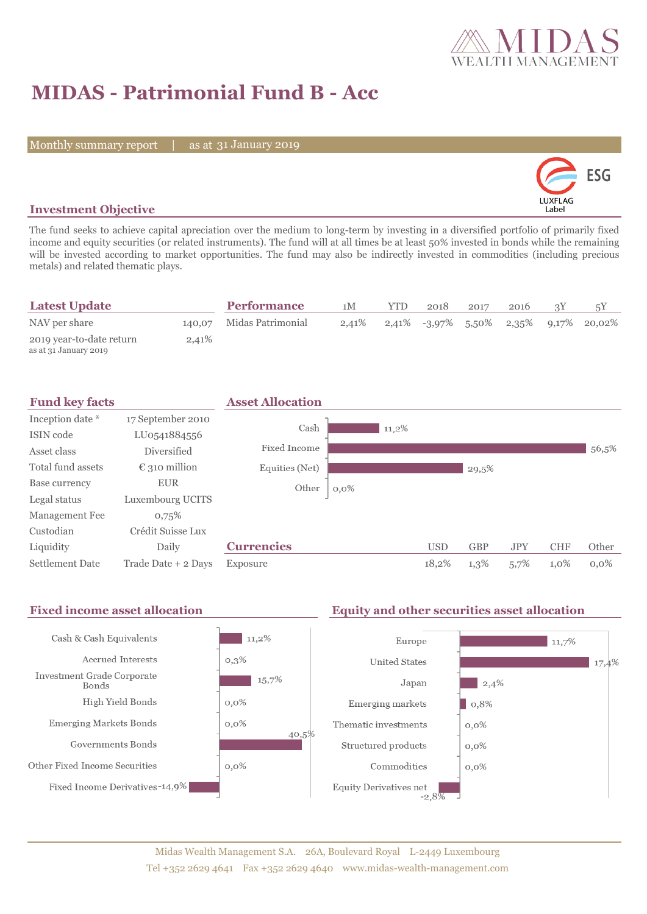# MIDAS - Patrimonial Fund B - Acc

Monthly summary report | as at 31 January 2019

## Investment Objective

The fund seeks to achieve capital apreciation over the medium to long-term by investing in a diversified portfolio of primarily fixed income and equity securities (or related instruments). The fund will at all times be at least 50% invested in bonds while the remaining will be invested according to market opportunities. The fund may also be indirectly invested in commodities (including precious metals) and related thematic plays.

## Latest Update

| | |
|---|---|
| NAV per share | 140,07 |
| 2019 year-to-date return (as at 31 January 2019) | 2,41% |

## Performance

| | 1M | YTD | 2018 | 2017 | 2016 | 3Y | 5Y |
|---|---|---|---|---|---|---|---|
| Midas Patrimonial | 2,41% | 2,41% | -3,97% | 5,50% | 2,35% | 9,17% | 20,02% |

## Fund key facts

| | |
|---|---|
| Inception date * | 17 September 2010 |
| ISIN code | LU0541884556 |
| Asset class | Diversified |
| Total fund assets | € 310 million |
| Base currency | EUR |
| Legal status | Luxembourg UCITS |
| Management Fee | 0,75% |
| Custodian | Crédit Suisse Lux |
| Liquidity | Daily |
| Settlement Date | Trade Date + 2 Days |

## Asset Allocation

| | |
|---|---|
| Cash | 11,2% |
| Fixed Income | 56,5% |
| Equities (Net) | 29,5% |
| Other | 0,0% |

## Currencies

| | USD | GBP | JPY | CHF | Other |
|---|---|---|---|---|---|
| Exposure | 18,2% | 1,3% | 5,7% | 1,0% | 0,0% |

## Fixed income asset allocation

| | |
|---|---|
| Cash & Cash Equivalents | 11,2% |
| Accrued Interests | 0,3% |
| Investment Grade Corporate Bonds | 15,7% |
| High Yield Bonds | 0,0% |
| Emerging Markets Bonds | 0,0% |
| Governments Bonds | 40,5% |
| Other Fixed Income Securities | 0,0% |
| Fixed Income Derivatives | -14,9% |

## Equity and other securities asset allocation

| | |
|---|---|
| Europe | 11,7% |
| United States | 17,4% |
| Japan | 2,4% |
| Emerging markets | 0,8% |
| Thematic investments | 0,0% |
| Structured products | 0,0% |
| Commodities | 0,0% |
| Equity Derivatives net | -2,8% |

Midas Wealth Management S.A. 26A, Boulevard Royal L-2449 Luxembourg
Tel +352 2629 4641 Fax +352 2629 4640 www.midas-wealth-management.com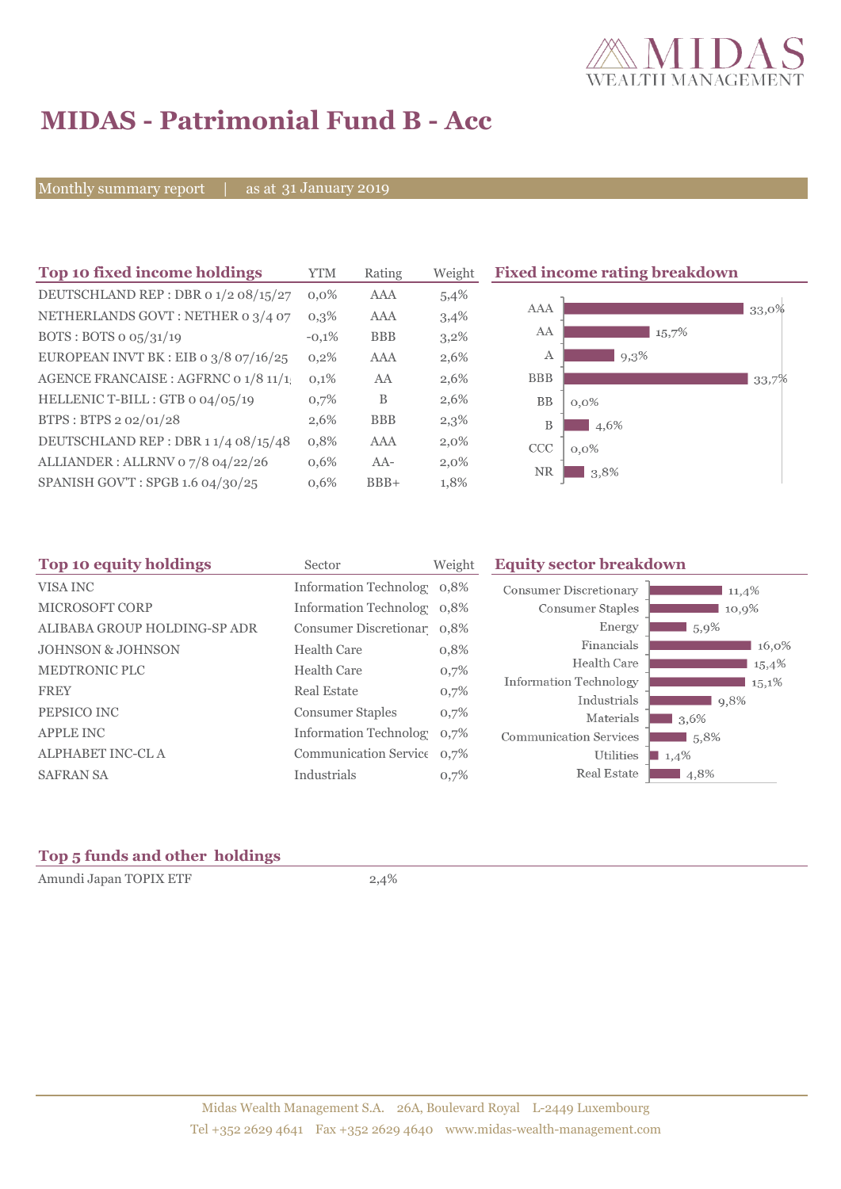# MIDAS - Patrimonial Fund B - Acc

Monthly summary report | as at 31 January 2019

## Top 10 fixed income holdings

| Top 10 fixed income holdings | YTM | Rating | Weight |
|---|---|---|---|
| DEUTSCHLAND REP : DBR 0 1/2 08/15/27 | 0,0% | AAA | 5,4% |
| NETHERLANDS GOVT : NETHER 0 3/4 07 | 0,3% | AAA | 3,4% |
| BOTS : BOTS 0 05/31/19 | -0,1% | BBB | 3,2% |
| EUROPEAN INVT BK : EIB 0 3/8 07/16/25 | 0,2% | AAA | 2,6% |
| AGENCE FRANCAISE : AGFRNC 0 1/8 11/1 | 0,1% | AA | 2,6% |
| HELLENIC T-BILL : GTB 0 04/05/19 | 0,7% | B | 2,6% |
| BTPS : BTPS 2 02/01/28 | 2,6% | BBB | 2,3% |
| DEUTSCHLAND REP : DBR 1 1/4 08/15/48 | 0,8% | AAA | 2,0% |
| ALLIANDER : ALLRNV 0 7/8 04/22/26 | 0,6% | AA- | 2,0% |
| SPANISH GOV'T : SPGB 1.6 04/30/25 | 0,6% | BBB+ | 1,8% |

## Fixed income rating breakdown

| Rating | Weight |
|---|---|
| AAA | 33,0% |
| AA | 15,7% |
| A | 9,3% |
| BBB | 33,7% |
| BB | 0,0% |
| B | 4,6% |
| CCC | 0,0% |
| NR | 3,8% |

## Top 10 equity holdings

| Top 10 equity holdings | Sector | Weight |
|---|---|---|
| VISA INC | Information Technolog | 0,8% |
| MICROSOFT CORP | Information Technolog | 0,8% |
| ALIBABA GROUP HOLDING-SP ADR | Consumer Discretionar | 0,8% |
| JOHNSON & JOHNSON | Health Care | 0,8% |
| MEDTRONIC PLC | Health Care | 0,7% |
| FREY | Real Estate | 0,7% |
| PEPSICO INC | Consumer Staples | 0,7% |
| APPLE INC | Information Technolog | 0,7% |
| ALPHABET INC-CL A | Communication Service | 0,7% |
| SAFRAN SA | Industrials | 0,7% |

## Equity sector breakdown

| Sector | Weight |
|---|---|
| Consumer Discretionary | 11,4% |
| Consumer Staples | 10,9% |
| Energy | 5,9% |
| Financials | 16,0% |
| Health Care | 15,4% |
| Information Technology | 15,1% |
| Industrials | 9,8% |
| Materials | 3,6% |
| Communication Services | 5,8% |
| Utilities | 1,4% |
| Real Estate | 4,8% |

## Top 5 funds and other holdings

| Top 5 funds and other holdings | |
|---|---|
| Amundi Japan TOPIX ETF | 2,4% |

Midas Wealth Management S.A. 26A, Boulevard Royal L-2449 Luxembourg
Tel +352 2629 4641 Fax +352 2629 4640 www.midas-wealth-management.com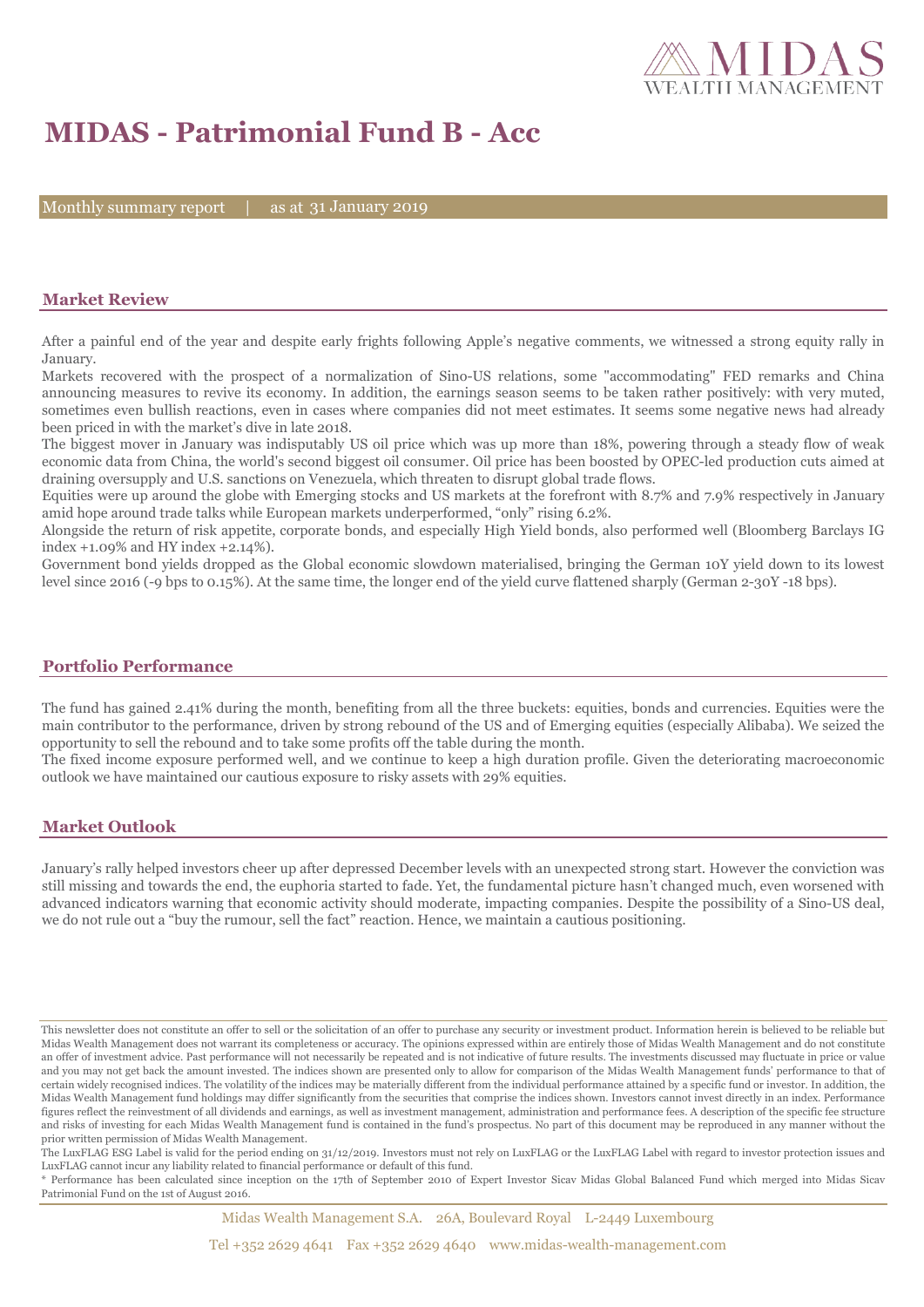# MIDAS - Patrimonial Fund B - Acc

Monthly summary report | as at 31 January 2019

## Market Review

After a painful end of the year and despite early frights following Apple's negative comments, we witnessed a strong equity rally in January.

Markets recovered with the prospect of a normalization of Sino-US relations, some "accommodating" FED remarks and China announcing measures to revive its economy. In addition, the earnings season seems to be taken rather positively: with very muted, sometimes even bullish reactions, even in cases where companies did not meet estimates. It seems some negative news had already been priced in with the market's dive in late 2018.

The biggest mover in January was indisputably US oil price which was up more than 18%, powering through a steady flow of weak economic data from China, the world's second biggest oil consumer. Oil price has been boosted by OPEC-led production cuts aimed at draining oversupply and U.S. sanctions on Venezuela, which threaten to disrupt global trade flows.

Equities were up around the globe with Emerging stocks and US markets at the forefront with 8.7% and 7.9% respectively in January amid hope around trade talks while European markets underperformed, "only" rising 6.2%.

Alongside the return of risk appetite, corporate bonds, and especially High Yield bonds, also performed well (Bloomberg Barclays IG index +1.09% and HY index +2.14%).

Government bond yields dropped as the Global economic slowdown materialised, bringing the German 10Y yield down to its lowest level since 2016 (-9 bps to 0.15%). At the same time, the longer end of the yield curve flattened sharply (German 2-30Y -18 bps).

## Portfolio Performance

The fund has gained 2.41% during the month, benefiting from all the three buckets: equities, bonds and currencies. Equities were the main contributor to the performance, driven by strong rebound of the US and of Emerging equities (especially Alibaba). We seized the opportunity to sell the rebound and to take some profits off the table during the month.

The fixed income exposure performed well, and we continue to keep a high duration profile. Given the deteriorating macroeconomic outlook we have maintained our cautious exposure to risky assets with 29% equities.

## Market Outlook

January's rally helped investors cheer up after depressed December levels with an unexpected strong start. However the conviction was still missing and towards the end, the euphoria started to fade. Yet, the fundamental picture hasn't changed much, even worsened with advanced indicators warning that economic activity should moderate, impacting companies. Despite the possibility of a Sino-US deal, we do not rule out a "buy the rumour, sell the fact" reaction. Hence, we maintain a cautious positioning.

This newsletter does not constitute an offer to sell or the solicitation of an offer to purchase any security or investment product. Information herein is believed to be reliable but Midas Wealth Management does not warrant its completeness or accuracy. The opinions expressed within are entirely those of Midas Wealth Management and do not constitute an offer of investment advice. Past performance will not necessarily be repeated and is not indicative of future results. The investments discussed may fluctuate in price or value and you may not get back the amount invested. The indices shown are presented only to allow for comparison of the Midas Wealth Management funds' performance to that of certain widely recognised indices. The volatility of the indices may be materially different from the individual performance attained by a specific fund or investor. In addition, the Midas Wealth Management fund holdings may differ significantly from the securities that comprise the indices shown. Investors cannot invest directly in an index. Performance figures reflect the reinvestment of all dividends and earnings, as well as investment management, administration and performance fees. A description of the specific fee structure and risks of investing for each Midas Wealth Management fund is contained in the fund's prospectus. No part of this document may be reproduced in any manner without the prior written permission of Midas Wealth Management.

The LuxFLAG ESG Label is valid for the period ending on 31/12/2019. Investors must not rely on LuxFLAG or the LuxFLAG Label with regard to investor protection issues and LuxFLAG cannot incur any liability related to financial performance or default of this fund.

* Performance has been calculated since inception on the 17th of September 2010 of Expert Investor Sicav Midas Global Balanced Fund which merged into Midas Sicav Patrimonial Fund on the 1st of August 2016.

Midas Wealth Management S.A. 26A, Boulevard Royal L-2449 Luxembourg

Tel +352 2629 4641 Fax +352 2629 4640 www.midas-wealth-management.com